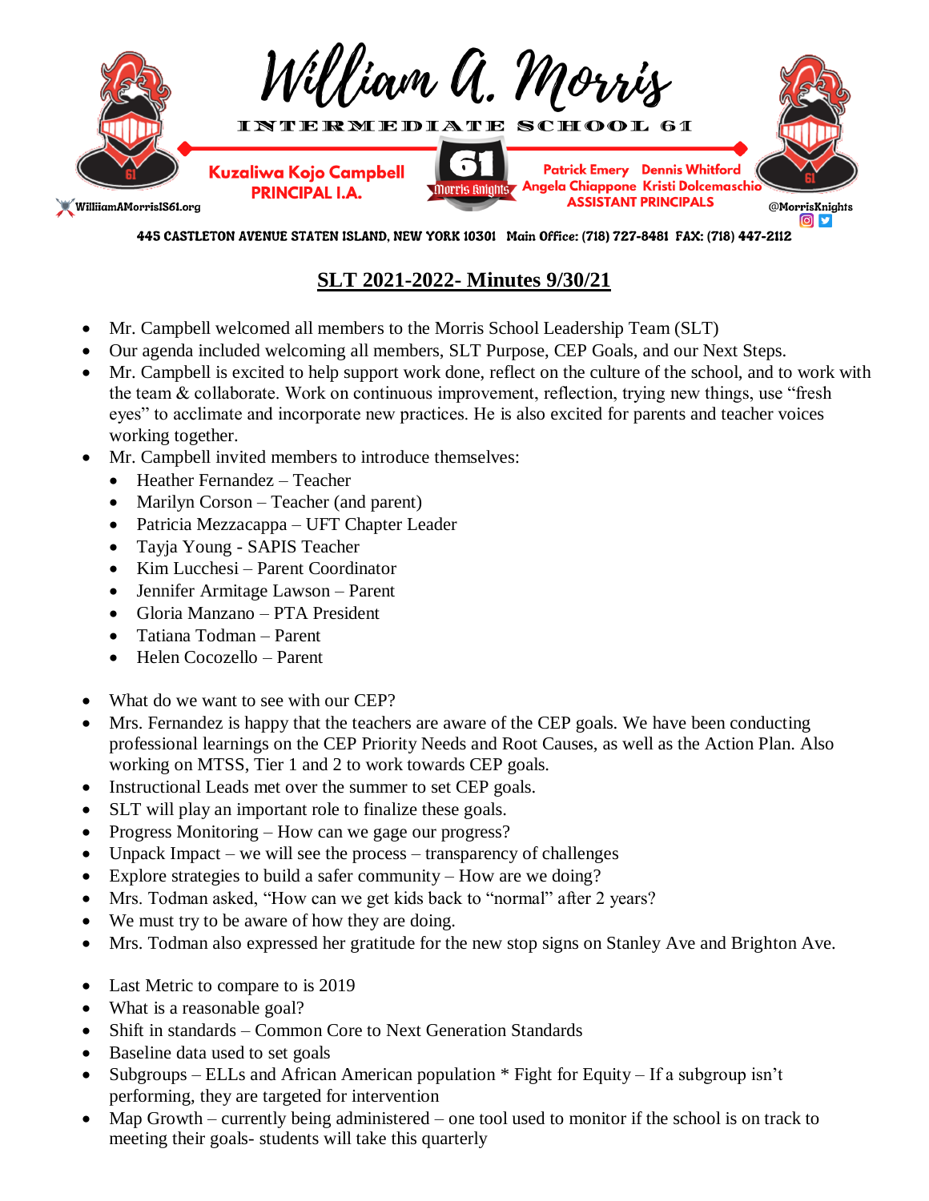# William A. Morris

INTERMEDIATE SCHOOL 61

Kuzaliwa Kojo Campbell
PRINCIPAL I.A.

Patrick Emery Dennis Whitford
Angela Chiappone Kristi Dolcemaschio
ASSISTANT PRINCIPALS

WilliamAMorrisIS61.org

@MorrisKnights

445 CASTLETON AVENUE STATEN ISLAND, NEW YORK 10301 Main Office: (718) 727-8481 FAX: (718) 447-2112

## SLT 2021-2022- Minutes 9/30/21

- Mr. Campbell welcomed all members to the Morris School Leadership Team (SLT)
- Our agenda included welcoming all members, SLT Purpose, CEP Goals, and our Next Steps.
- Mr. Campbell is excited to help support work done, reflect on the culture of the school, and to work with the team & collaborate. Work on continuous improvement, reflection, trying new things, use "fresh eyes" to acclimate and incorporate new practices. He is also excited for parents and teacher voices working together.
- Mr. Campbell invited members to introduce themselves:
  - Heather Fernandez – Teacher
  - Marilyn Corson – Teacher (and parent)
  - Patricia Mezzacappa – UFT Chapter Leader
  - Tayja Young - SAPIS Teacher
  - Kim Lucchesi – Parent Coordinator
  - Jennifer Armitage Lawson – Parent
  - Gloria Manzano – PTA President
  - Tatiana Todman – Parent
  - Helen Cocozello – Parent

- What do we want to see with our CEP?
- Mrs. Fernandez is happy that the teachers are aware of the CEP goals. We have been conducting professional learnings on the CEP Priority Needs and Root Causes, as well as the Action Plan. Also working on MTSS, Tier 1 and 2 to work towards CEP goals.
- Instructional Leads met over the summer to set CEP goals.
- SLT will play an important role to finalize these goals.
- Progress Monitoring – How can we gage our progress?
- Unpack Impact – we will see the process – transparency of challenges
- Explore strategies to build a safer community – How are we doing?
- Mrs. Todman asked, "How can we get kids back to "normal" after 2 years?
- We must try to be aware of how they are doing.
- Mrs. Todman also expressed her gratitude for the new stop signs on Stanley Ave and Brighton Ave.

- Last Metric to compare to is 2019
- What is a reasonable goal?
- Shift in standards – Common Core to Next Generation Standards
- Baseline data used to set goals
- Subgroups – ELLs and African American population * Fight for Equity – If a subgroup isn't performing, they are targeted for intervention
- Map Growth – currently being administered – one tool used to monitor if the school is on track to meeting their goals- students will take this quarterly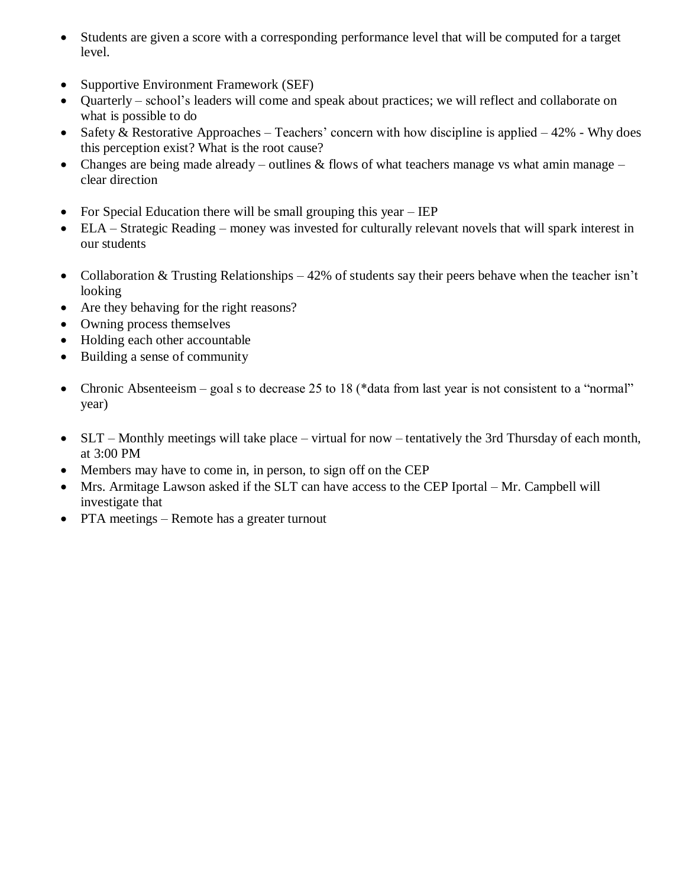- Students are given a score with a corresponding performance level that will be computed for a target level.

- Supportive Environment Framework (SEF)
- Quarterly – school's leaders will come and speak about practices; we will reflect and collaborate on what is possible to do
- Safety & Restorative Approaches – Teachers' concern with how discipline is applied – 42% - Why does this perception exist? What is the root cause?
- Changes are being made already – outlines & flows of what teachers manage vs what amin manage – clear direction

- For Special Education there will be small grouping this year – IEP
- ELA – Strategic Reading – money was invested for culturally relevant novels that will spark interest in our students

- Collaboration & Trusting Relationships – 42% of students say their peers behave when the teacher isn't looking
- Are they behaving for the right reasons?
- Owning process themselves
- Holding each other accountable
- Building a sense of community

- Chronic Absenteeism – goal s to decrease 25 to 18 (*data from last year is not consistent to a "normal" year)

- SLT – Monthly meetings will take place – virtual for now – tentatively the 3rd Thursday of each month, at 3:00 PM
- Members may have to come in, in person, to sign off on the CEP
- Mrs. Armitage Lawson asked if the SLT can have access to the CEP Iportal – Mr. Campbell will investigate that
- PTA meetings – Remote has a greater turnout